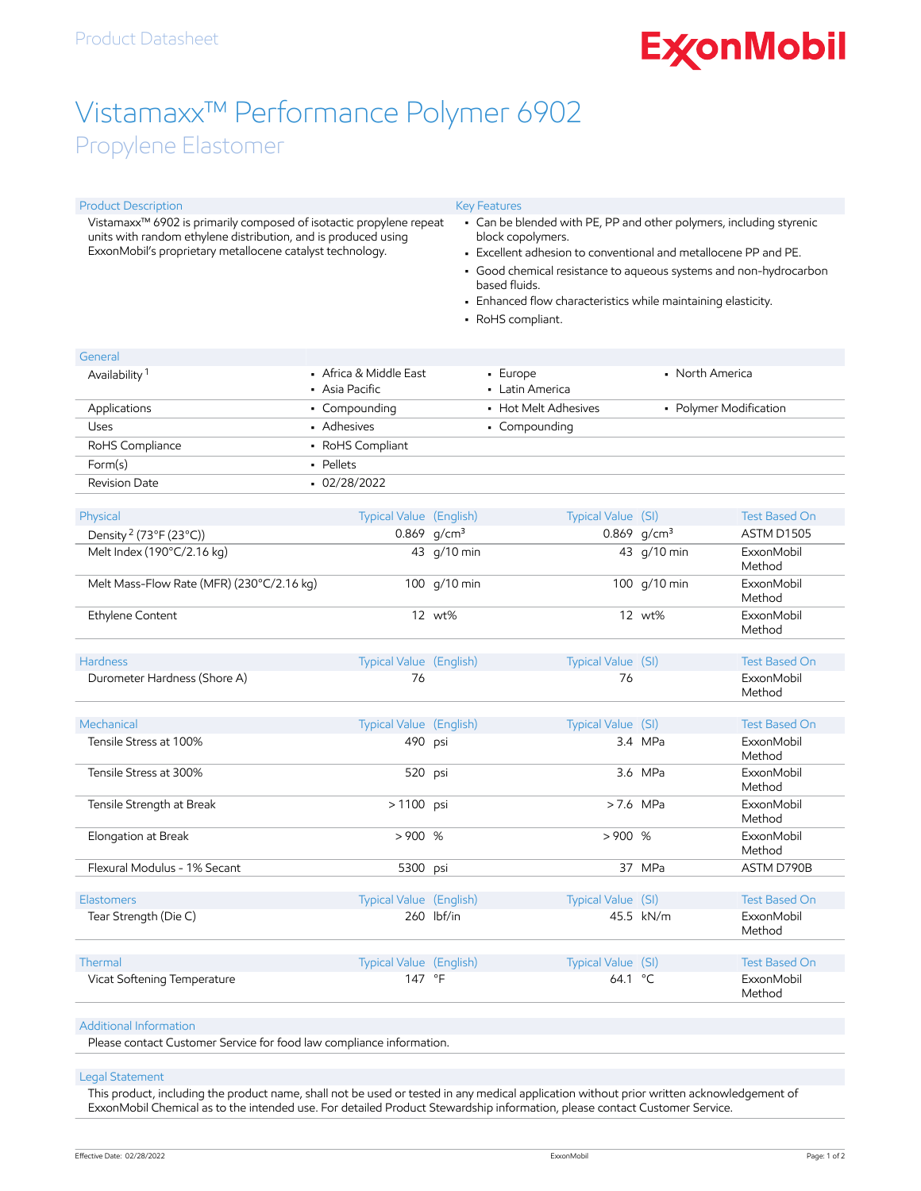# Vistamaxx™ Performance Polymer 6902

## Propylene Elastomer

### Product Description

Vistamaxx™ 6902 is primarily composed of isotactic propylene repeat units with random ethylene distribution, and is produced using ExxonMobil's proprietary metallocene catalyst technology.

### Key Features

- Can be blended with PE, PP and other polymers, including styrenic block copolymers.
- Excellent adhesion to conventional and metallocene PP and PE.
- Good chemical resistance to aqueous systems and non-hydrocarbon based fluids.
- Enhanced flow characteristics while maintaining elasticity.
- RoHS compliant.

### General

| General | | | |
|---|---|---|---|
| Availability [1] | • Africa & Middle East<br>• Asia Pacific | • Europe<br>• Latin America | • North America |
| Applications | • Compounding | • Hot Melt Adhesives | • Polymer Modification |
| Uses | • Adhesives | • Compounding | |
| RoHS Compliance | • RoHS Compliant | | |
| Form(s) | • Pellets | | |
| Revision Date | • 02/28/2022 | | |

| Physical | Typical Value (English) | Typical Value (SI) | Test Based On |
|---|---|---|---|
| Density [2] (73°F (23°C)) | 0.869 g/cm³ | 0.869 g/cm³ | ASTM D1505 |
| Melt Index (190°C/2.16 kg) | 43 g/10 min | 43 g/10 min | ExxonMobil Method |
| Melt Mass-Flow Rate (MFR) (230°C/2.16 kg) | 100 g/10 min | 100 g/10 min | ExxonMobil Method |
| Ethylene Content | 12 wt% | 12 wt% | ExxonMobil Method |

| Hardness | Typical Value (English) | Typical Value (SI) | Test Based On |
|---|---|---|---|
| Durometer Hardness (Shore A) | 76 | 76 | ExxonMobil Method |

| Mechanical | Typical Value (English) | Typical Value (SI) | Test Based On |
|---|---|---|---|
| Tensile Stress at 100% | 490 psi | 3.4 MPa | ExxonMobil Method |
| Tensile Stress at 300% | 520 psi | 3.6 MPa | ExxonMobil Method |
| Tensile Strength at Break | > 1100 psi | > 7.6 MPa | ExxonMobil Method |
| Elongation at Break | > 900 % | > 900 % | ExxonMobil Method |
| Flexural Modulus - 1% Secant | 5300 psi | 37 MPa | ASTM D790B |

| Elastomers | Typical Value (English) | Typical Value (SI) | Test Based On |
|---|---|---|---|
| Tear Strength (Die C) | 260 lbf/in | 45.5 kN/m | ExxonMobil Method |

| Thermal | Typical Value (English) | Typical Value (SI) | Test Based On |
|---|---|---|---|
| Vicat Softening Temperature | 147 °F | 64.1 °C | ExxonMobil Method |

### Additional Information

Please contact Customer Service for food law compliance information.

### Legal Statement

This product, including the product name, shall not be used or tested in any medical application without prior written acknowledgement of ExxonMobil Chemical as to the intended use. For detailed Product Stewardship information, please contact Customer Service.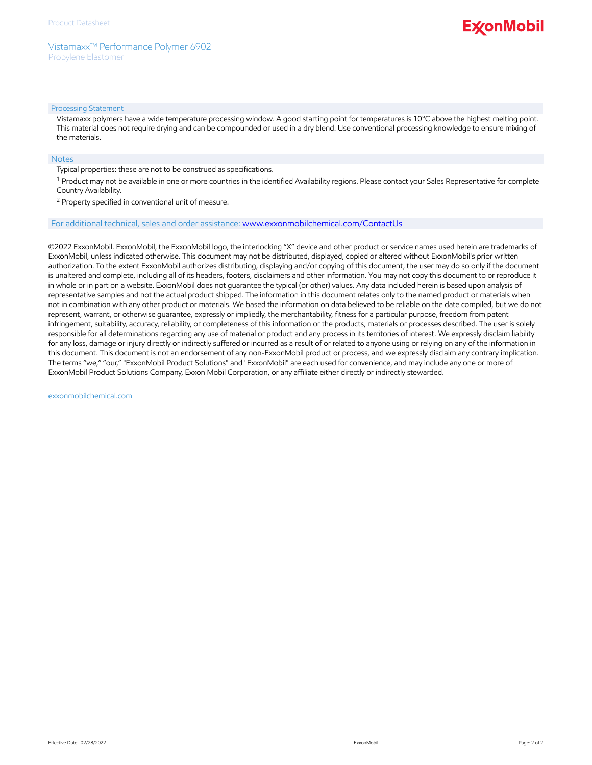## Processing Statement

Vistamaxx polymers have a wide temperature processing window. A good starting point for temperatures is 10°C above the highest melting point. This material does not require drying and can be compounded or used in a dry blend. Use conventional processing knowledge to ensure mixing of the materials.

## Notes

Typical properties: these are not to be construed as specifications.

[1] Product may not be available in one or more countries in the identified Availability regions. Please contact your Sales Representative for complete Country Availability.

[2] Property specified in conventional unit of measure.

For additional technical, sales and order assistance: www.exxonmobilchemical.com/ContactUs

©2022 ExxonMobil. ExxonMobil, the ExxonMobil logo, the interlocking "X" device and other product or service names used herein are trademarks of ExxonMobil, unless indicated otherwise. This document may not be distributed, displayed, copied or altered without ExxonMobil's prior written authorization. To the extent ExxonMobil authorizes distributing, displaying and/or copying of this document, the user may do so only if the document is unaltered and complete, including all of its headers, footers, disclaimers and other information. You may not copy this document to or reproduce it in whole or in part on a website. ExxonMobil does not guarantee the typical (or other) values. Any data included herein is based upon analysis of representative samples and not the actual product shipped. The information in this document relates only to the named product or materials when not in combination with any other product or materials. We based the information on data believed to be reliable on the date compiled, but we do not represent, warrant, or otherwise guarantee, expressly or impliedly, the merchantability, fitness for a particular purpose, freedom from patent infringement, suitability, accuracy, reliability, or completeness of this information or the products, materials or processes described. The user is solely responsible for all determinations regarding any use of material or product and any process in its territories of interest. We expressly disclaim liability for any loss, damage or injury directly or indirectly suffered or incurred as a result of or related to anyone using or relying on any of the information in this document. This document is not an endorsement of any non-ExxonMobil product or process, and we expressly disclaim any contrary implication. The terms "we," "our," "ExxonMobil Product Solutions" and "ExxonMobil" are each used for convenience, and may include any one or more of ExxonMobil Product Solutions Company, Exxon Mobil Corporation, or any affiliate either directly or indirectly stewarded.

exxonmobilchemical.com